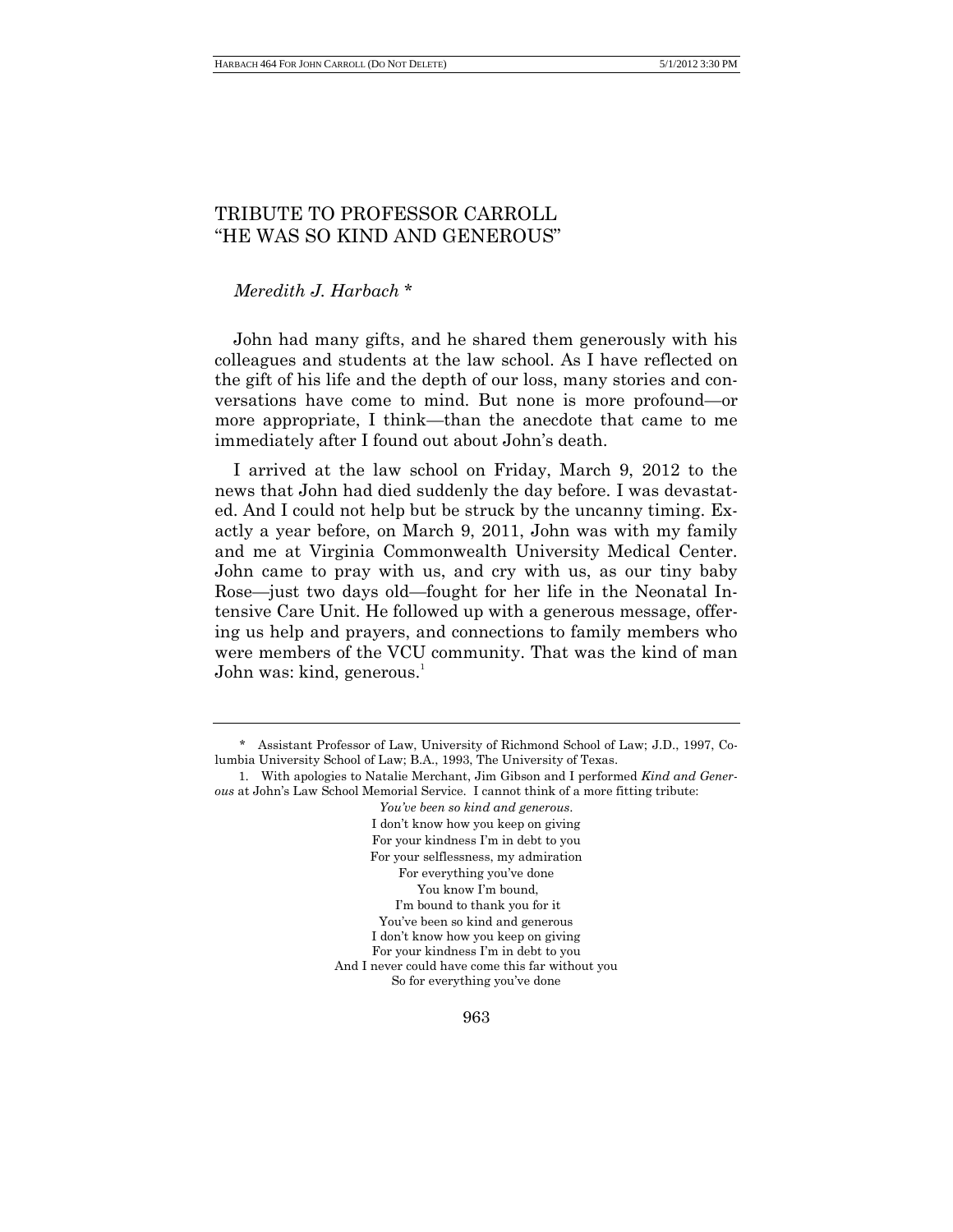# TRIBUTE TO PROFESSOR CARROLL "HE WAS SO KIND AND GENEROUS"

*Meredith J. Harbach* *

John had many gifts, and he shared them generously with his colleagues and students at the law school. As I have reflected on the gift of his life and the depth of our loss, many stories and conversations have come to mind. But none is more profound—or more appropriate, I think—than the anecdote that came to me immediately after I found out about John's death.

I arrived at the law school on Friday, March 9, 2012 to the news that John had died suddenly the day before. I was devastated. And I could not help but be struck by the uncanny timing. Exactly a year before, on March 9, 2011, John was with my family and me at Virginia Commonwealth University Medical Center. John came to pray with us, and cry with us, as our tiny baby Rose—just two days old—fought for her life in the Neonatal Intensive Care Unit. He followed up with a generous message, offering us help and prayers, and connections to family members who were members of the VCU community. That was the kind of man John was: kind, generous.[1]

---

\* Assistant Professor of Law, University of Richmond School of Law; J.D., 1997, Columbia University School of Law; B.A., 1993, The University of Texas.

1. With apologies to Natalie Merchant, Jim Gibson and I performed *Kind and Generous* at John's Law School Memorial Service. I cannot think of a more fitting tribute:

*You've been so kind and generous.*
I don't know how you keep on giving
For your kindness I'm in debt to you
For your selflessness, my admiration
For everything you've done
You know I'm bound,
I'm bound to thank you for it
You've been so kind and generous
I don't know how you keep on giving
For your kindness I'm in debt to you
And I never could have come this far without you
So for everything you've done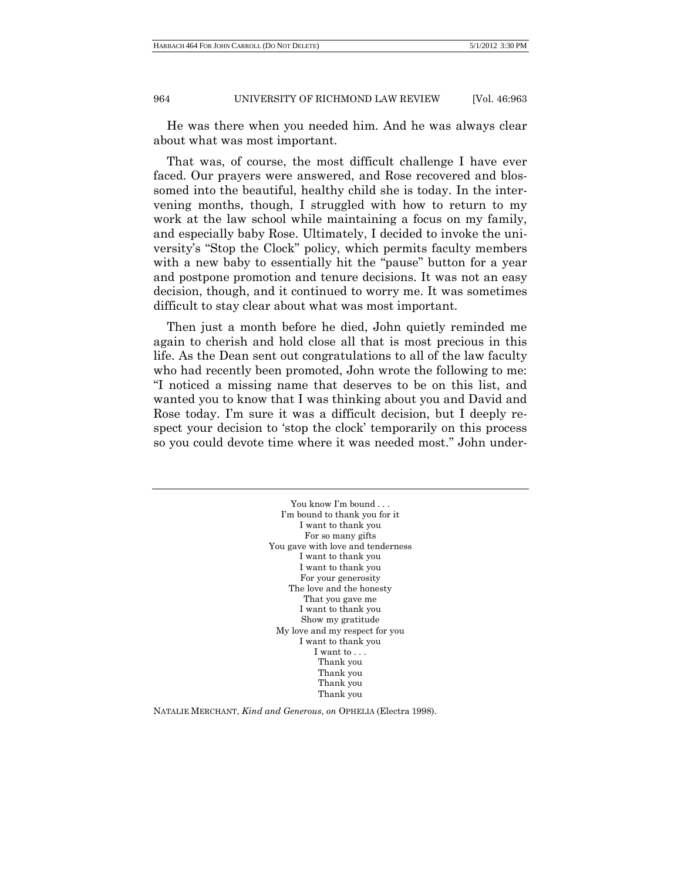He was there when you needed him. And he was always clear about what was most important.

That was, of course, the most difficult challenge I have ever faced. Our prayers were answered, and Rose recovered and blossomed into the beautiful, healthy child she is today. In the intervening months, though, I struggled with how to return to my work at the law school while maintaining a focus on my family, and especially baby Rose. Ultimately, I decided to invoke the university's "Stop the Clock" policy, which permits faculty members with a new baby to essentially hit the "pause" button for a year and postpone promotion and tenure decisions. It was not an easy decision, though, and it continued to worry me. It was sometimes difficult to stay clear about what was most important.

Then just a month before he died, John quietly reminded me again to cherish and hold close all that is most precious in this life. As the Dean sent out congratulations to all of the law faculty who had recently been promoted, John wrote the following to me: "I noticed a missing name that deserves to be on this list, and wanted you to know that I was thinking about you and David and Rose today. I'm sure it was a difficult decision, but I deeply respect your decision to 'stop the clock' temporarily on this process so you could devote time where it was needed most." John under-

---

You know I'm bound . . .
I'm bound to thank you for it
I want to thank you
For so many gifts
You gave with love and tenderness
I want to thank you
I want to thank you
For your generosity
The love and the honesty
That you gave me
I want to thank you
Show my gratitude
My love and my respect for you
I want to thank you
I want to . . .
Thank you
Thank you
Thank you
Thank you

NATALIE MERCHANT, *Kind and Generous*, *on* OPHELIA (Electra 1998).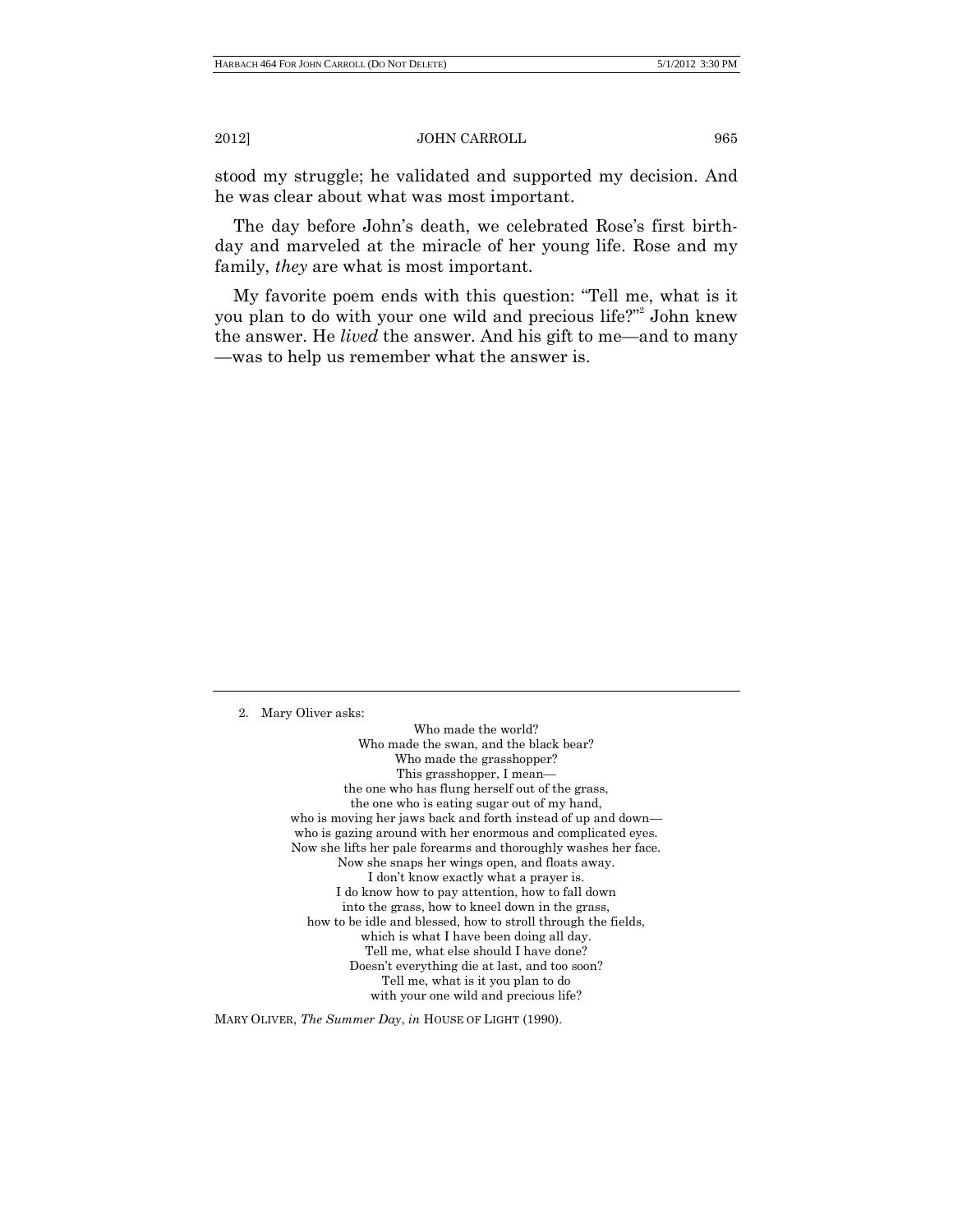stood my struggle; he validated and supported my decision. And he was clear about what was most important.

The day before John's death, we celebrated Rose's first birthday and marveled at the miracle of her young life. Rose and my family, *they* are what is most important.

My favorite poem ends with this question: "Tell me, what is it you plan to do with your one wild and precious life?"[2] John knew the answer. He *lived* the answer. And his gift to me—and to many—was to help us remember what the answer is.

---

2. Mary Oliver asks:

> Who made the world?
> Who made the swan, and the black bear?
> Who made the grasshopper?
> This grasshopper, I mean—
> the one who has flung herself out of the grass,
> the one who is eating sugar out of my hand,
> who is moving her jaws back and forth instead of up and down—
> who is gazing around with her enormous and complicated eyes.
> Now she lifts her pale forearms and thoroughly washes her face.
> Now she snaps her wings open, and floats away.
> I don't know exactly what a prayer is.
> I do know how to pay attention, how to fall down
> into the grass, how to kneel down in the grass,
> how to be idle and blessed, how to stroll through the fields,
> which is what I have been doing all day.
> Tell me, what else should I have done?
> Doesn't everything die at last, and too soon?
> Tell me, what is it you plan to do
> with your one wild and precious life?

MARY OLIVER, *The Summer Day*, *in* HOUSE OF LIGHT (1990).